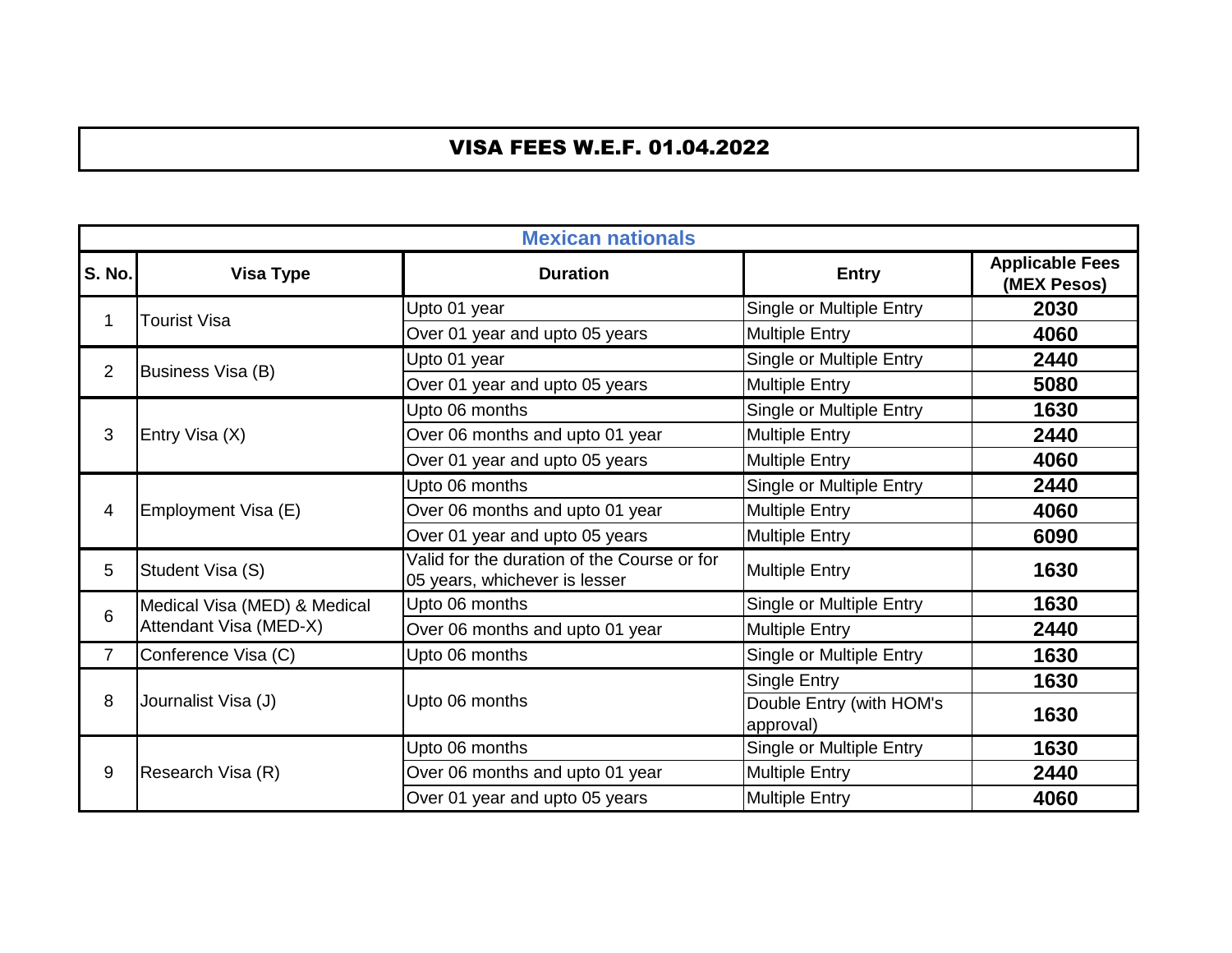# VISA FEES W.E.F. 01.04.2022

| Mexican nationals | | | | |
|---|---|---|---|---|
| **S. No.** | **Visa Type** | **Duration** | **Entry** | **Applicable Fees (MEX Pesos)** |
| 1 | Tourist Visa | Upto 01 year | Single or Multiple Entry | **2030** |
| | | Over 01 year and upto 05 years | Multiple Entry | **4060** |
| 2 | Business Visa (B) | Upto 01 year | Single or Multiple Entry | **2440** |
| | | Over 01 year and upto 05 years | Multiple Entry | **5080** |
| 3 | Entry Visa (X) | Upto 06 months | Single or Multiple Entry | **1630** |
| | | Over 06 months and upto 01 year | Multiple Entry | **2440** |
| | | Over 01 year and upto 05 years | Multiple Entry | **4060** |
| 4 | Employment Visa (E) | Upto 06 months | Single or Multiple Entry | **2440** |
| | | Over 06 months and upto 01 year | Multiple Entry | **4060** |
| | | Over 01 year and upto 05 years | Multiple Entry | **6090** |
| 5 | Student Visa (S) | Valid for the duration of the Course or for 05 years, whichever is lesser | Multiple Entry | **1630** |
| 6 | Medical Visa (MED) & Medical Attendant Visa (MED-X) | Upto 06 months | Single or Multiple Entry | **1630** |
| | | Over 06 months and upto 01 year | Multiple Entry | **2440** |
| 7 | Conference Visa (C) | Upto 06 months | Single or Multiple Entry | **1630** |
| 8 | Journalist Visa (J) | Upto 06 months | Single Entry | **1630** |
| | | | Double Entry (with HOM's approval) | **1630** |
| 9 | Research Visa (R) | Upto 06 months | Single or Multiple Entry | **1630** |
| | | Over 06 months and upto 01 year | Multiple Entry | **2440** |
| | | Over 01 year and upto 05 years | Multiple Entry | **4060** |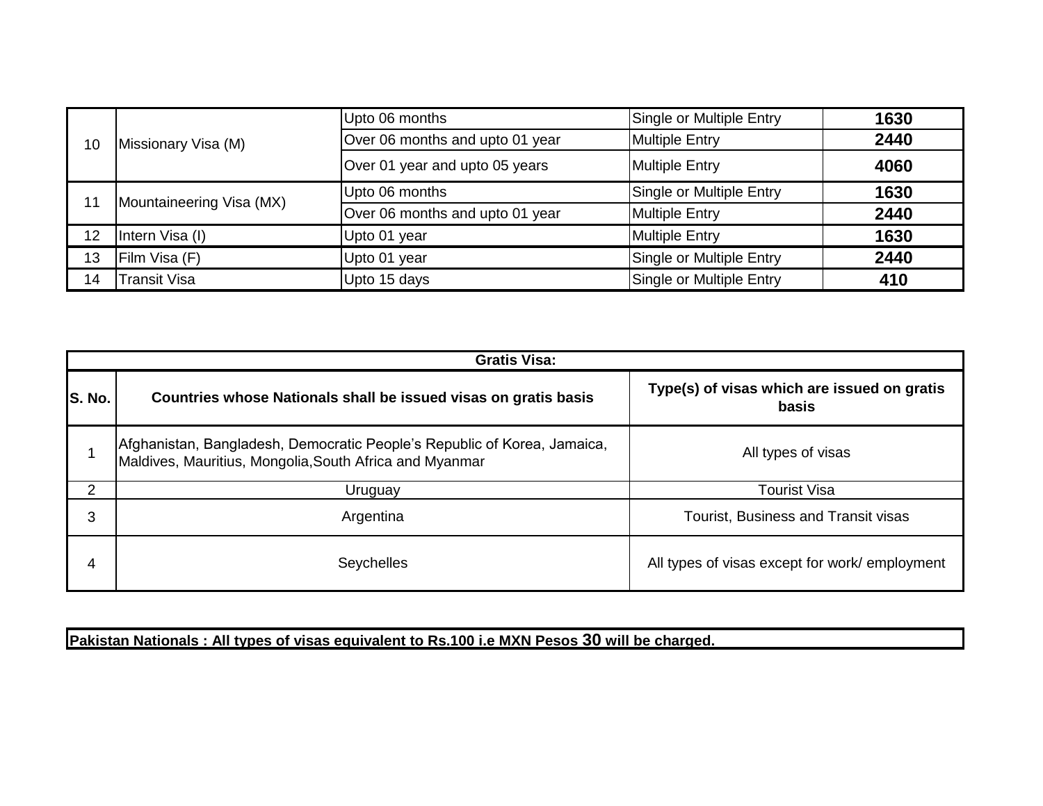| | | | | |
|---|---|---|---|---|
| 10 | Missionary Visa (M) | Upto 06 months | Single or Multiple Entry | **1630** |
| | | Over 06 months and upto 01 year | Multiple Entry | **2440** |
| | | Over 01 year and upto 05 years | Multiple Entry | **4060** |
| 11 | Mountaineering Visa (MX) | Upto 06 months | Single or Multiple Entry | **1630** |
| | | Over 06 months and upto 01 year | Multiple Entry | **2440** |
| 12 | Intern Visa (I) | Upto 01 year | Multiple Entry | **1630** |
| 13 | Film Visa (F) | Upto 01 year | Single or Multiple Entry | **2440** |
| 14 | Transit Visa | Upto 15 days | Single or Multiple Entry | **410** |

**Gratis Visa:**

| S. No. | Countries whose Nationals shall be issued visas on gratis basis | Type(s) of visas which are issued on gratis basis |
|---|---|---|
| 1 | Afghanistan, Bangladesh, Democratic People's Republic of Korea, Jamaica, Maldives, Mauritius, Mongolia,South Africa and Myanmar | All types of visas |
| 2 | Uruguay | Tourist Visa |
| 3 | Argentina | Tourist, Business and Transit visas |
| 4 | Seychelles | All types of visas except for work/ employment |

**Pakistan Nationals : All types of visas equivalent to Rs.100 i.e MXN Pesos 30 will be charged.**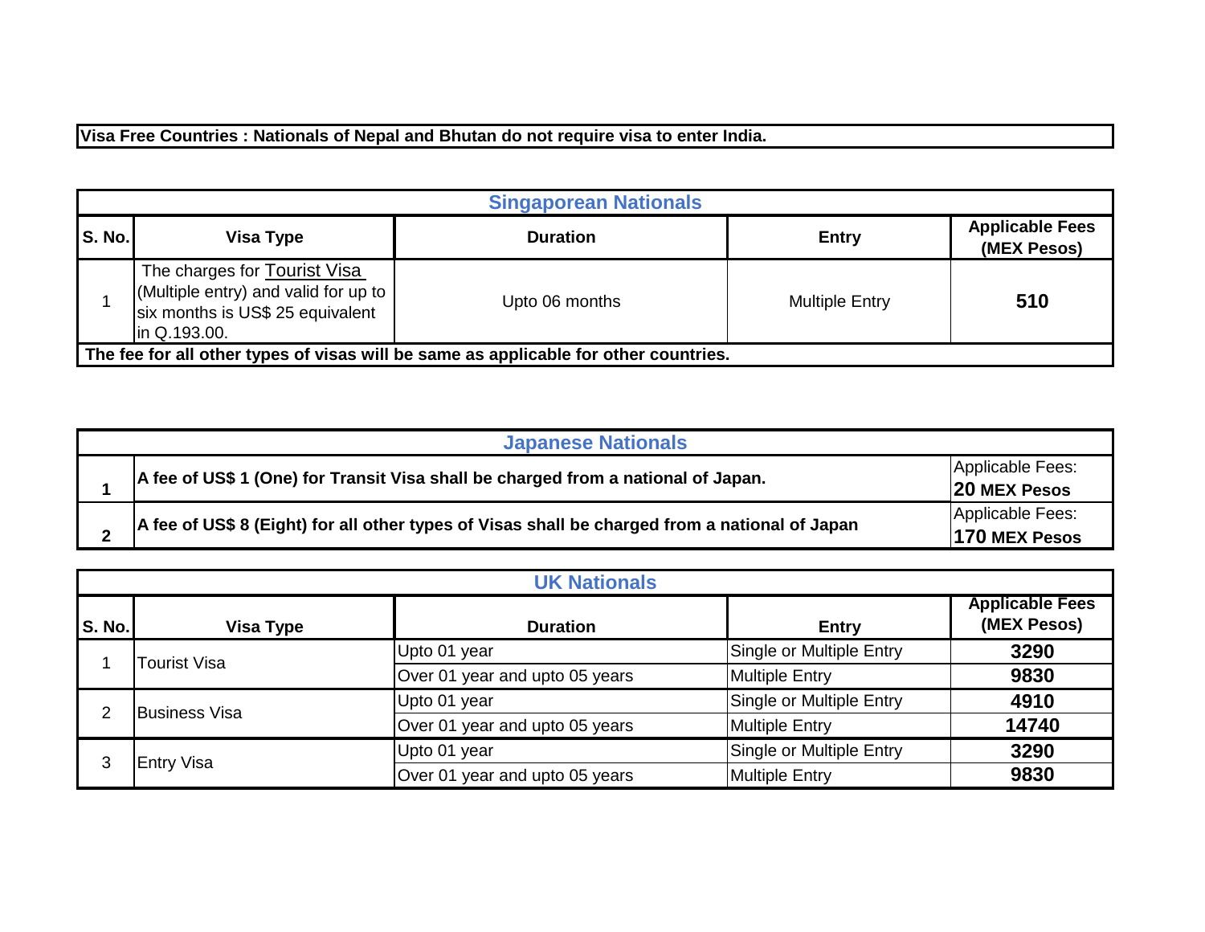**Visa Free Countries : Nationals of Nepal and Bhutan do not require visa to enter India.**

| Singaporean Nationals | | | | |
|---|---|---|---|---|
| **S. No.** | **Visa Type** | **Duration** | **Entry** | **Applicable Fees (MEX Pesos)** |
| 1 | The charges for Tourist Visa (Multiple entry) and valid for up to six months is US$ 25 equivalent in Q.193.00. | Upto 06 months | Multiple Entry | **510** |
| **The fee for all other types of visas will be same as applicable for other countries.** | | | | |

| Japanese Nationals | | |
|---|---|---|
| **1** | **A fee of US$ 1 (One) for Transit Visa shall be charged from a national of Japan.** | Applicable Fees: **20 MEX Pesos** |
| **2** | **A fee of US$ 8 (Eight) for all other types of Visas shall be charged from a national of Japan** | Applicable Fees: **170 MEX Pesos** |

| UK Nationals | | | | |
|---|---|---|---|---|
| **S. No.** | **Visa Type** | **Duration** | **Entry** | **Applicable Fees (MEX Pesos)** |
| 1 | Tourist Visa | Upto 01 year | Single or Multiple Entry | **3290** |
| | | Over 01 year and upto 05 years | Multiple Entry | **9830** |
| 2 | Business Visa | Upto 01 year | Single or Multiple Entry | **4910** |
| | | Over 01 year and upto 05 years | Multiple Entry | **14740** |
| 3 | Entry Visa | Upto 01 year | Single or Multiple Entry | **3290** |
| | | Over 01 year and upto 05 years | Multiple Entry | **9830** |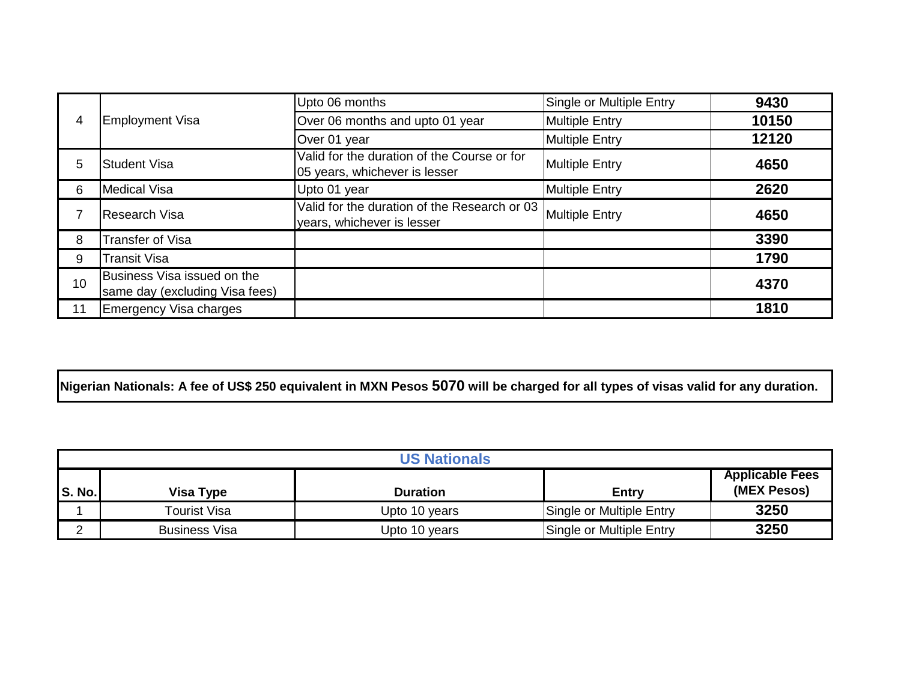| | | | | |
|---|---|---|---|---|
| 4 | Employment Visa | Upto 06 months | Single or Multiple Entry | **9430** |
| | | Over 06 months and upto 01 year | Multiple Entry | **10150** |
| | | Over 01 year | Multiple Entry | **12120** |
| 5 | Student Visa | Valid for the duration of the Course or for 05 years, whichever is lesser | Multiple Entry | **4650** |
| 6 | Medical Visa | Upto 01 year | Multiple Entry | **2620** |
| 7 | Research Visa | Valid for the duration of the Research or 03 years, whichever is lesser | Multiple Entry | **4650** |
| 8 | Transfer of Visa | | | **3390** |
| 9 | Transit Visa | | | **1790** |
| 10 | Business Visa issued on the same day (excluding Visa fees) | | | **4370** |
| 11 | Emergency Visa charges | | | **1810** |

**Nigerian Nationals: A fee of US$ 250 equivalent in MXN Pesos 5070 will be charged for all types of visas valid for any duration.**

## US Nationals

| S. No. | Visa Type | Duration | Entry | Applicable Fees (MEX Pesos) |
|---|---|---|---|---|
| 1 | Tourist Visa | Upto 10 years | Single or Multiple Entry | **3250** |
| 2 | Business Visa | Upto 10 years | Single or Multiple Entry | **3250** |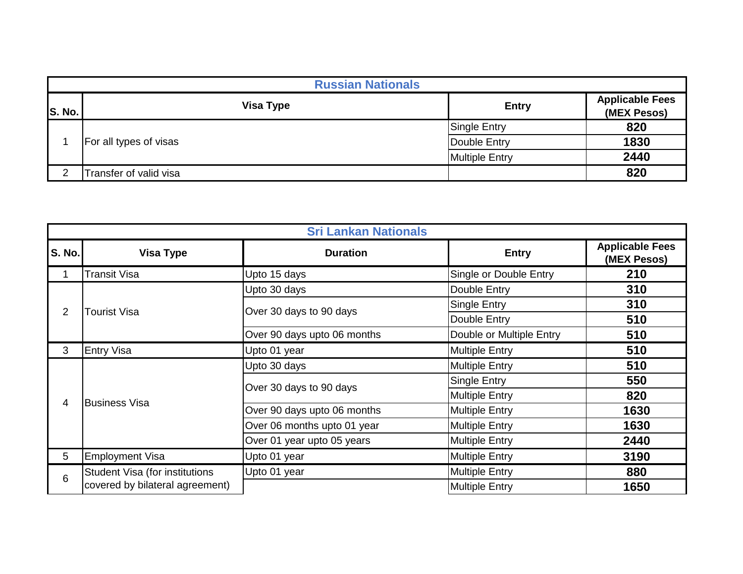| Russian Nationals | | | |
|---|---|---|---|
| **S. No.** | **Visa Type** | **Entry** | **Applicable Fees (MEX Pesos)** |
| 1 | For all types of visas | Single Entry | **820** |
| | | Double Entry | **1830** |
| | | Multiple Entry | **2440** |
| 2 | Transfer of valid visa | | **820** |

| Sri Lankan Nationals | | | | |
|---|---|---|---|---|
| **S. No.** | **Visa Type** | **Duration** | **Entry** | **Applicable Fees (MEX Pesos)** |
| 1 | Transit Visa | Upto 15 days | Single or Double Entry | **210** |
| 2 | Tourist Visa | Upto 30 days | Double Entry | **310** |
| | | Over 30 days to 90 days | Single Entry | **310** |
| | | | Double Entry | **510** |
| | | Over 90 days upto 06 months | Double or Multiple Entry | **510** |
| 3 | Entry Visa | Upto 01 year | Multiple Entry | **510** |
| 4 | Business Visa | Upto 30 days | Multiple Entry | **510** |
| | | Over 30 days to 90 days | Single Entry | **550** |
| | | | Multiple Entry | **820** |
| | | Over 90 days upto 06 months | Multiple Entry | **1630** |
| | | Over 06 months upto 01 year | Multiple Entry | **1630** |
| | | Over 01 year upto 05 years | Multiple Entry | **2440** |
| 5 | Employment Visa | Upto 01 year | Multiple Entry | **3190** |
| 6 | Student Visa (for institutions covered by bilateral agreement) | Upto 01 year | Multiple Entry | **880** |
| | | | Multiple Entry | **1650** |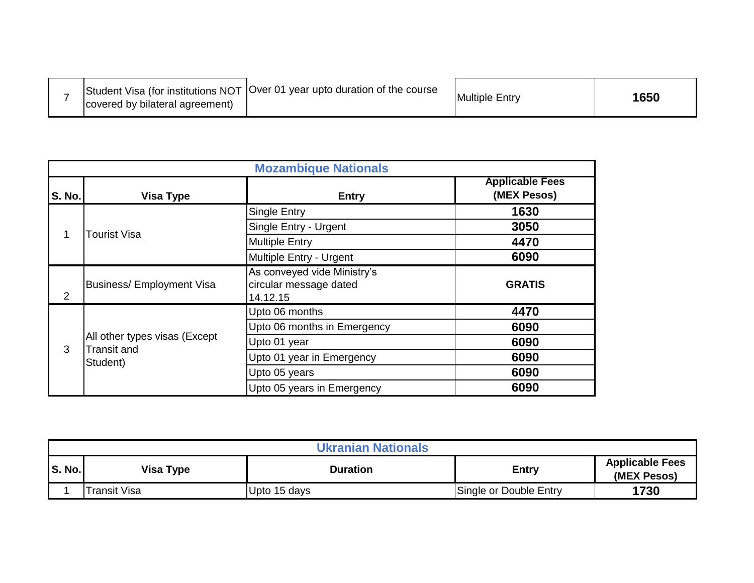| 7 | Student Visa (for institutions NOT covered by bilateral agreement) | Over 01 year upto duration of the course | Multiple Entry | **1650** |
|---|---|---|---|---|

| **Mozambique Nationals** | | | |
|---|---|---|---|
| **S. No.** | **Visa Type** | **Entry** | **Applicable Fees (MEX Pesos)** |
| 1 | Tourist Visa | Single Entry | **1630** |
| | | Single Entry - Urgent | **3050** |
| | | Multiple Entry | **4470** |
| | | Multiple Entry - Urgent | **6090** |
| 2 | Business/ Employment Visa | As conveyed vide Ministry's circular message dated 14.12.15 | **GRATIS** |
| 3 | All other types visas (Except Transit and Student) | Upto 06 months | **4470** |
| | | Upto 06 months in Emergency | **6090** |
| | | Upto 01 year | **6090** |
| | | Upto 01 year in Emergency | **6090** |
| | | Upto 05 years | **6090** |
| | | Upto 05 years in Emergency | **6090** |

| **Ukranian Nationals** | | | | |
|---|---|---|---|---|
| **S. No.** | **Visa Type** | **Duration** | **Entry** | **Applicable Fees (MEX Pesos)** |
| 1 | Transit Visa | Upto 15 days | Single or Double Entry | **1730** |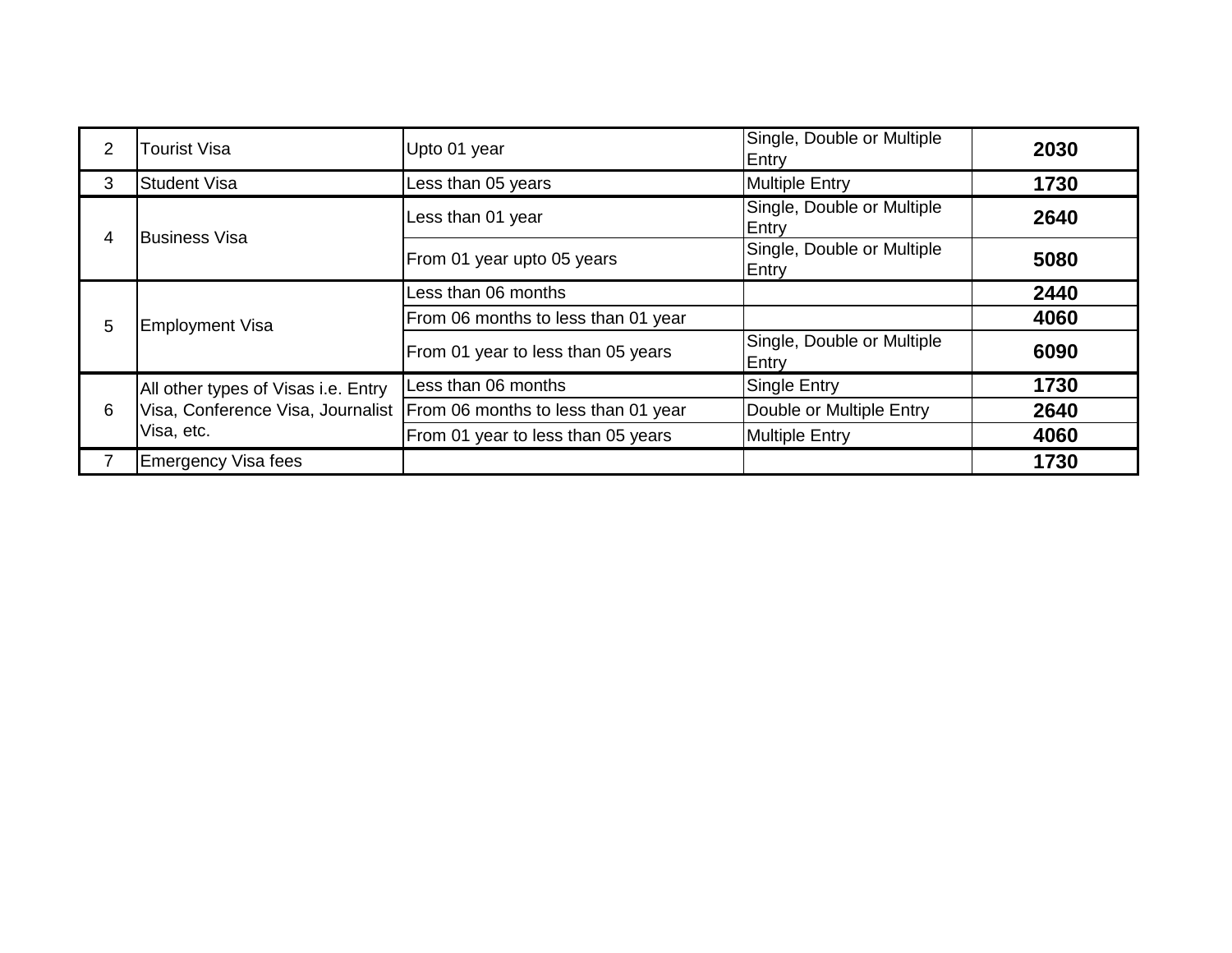| | | | | |
|---|---|---|---|---|
| 2 | Tourist Visa | Upto 01 year | Single, Double or Multiple Entry | **2030** |
| 3 | Student Visa | Less than 05 years | Multiple Entry | **1730** |
| 4 | Business Visa | Less than 01 year | Single, Double or Multiple Entry | **2640** |
| | | From 01 year upto 05 years | Single, Double or Multiple Entry | **5080** |
| 5 | Employment Visa | Less than 06 months | | **2440** |
| | | From 06 months to less than 01 year | | **4060** |
| | | From 01 year to less than 05 years | Single, Double or Multiple Entry | **6090** |
| 6 | All other types of Visas i.e. Entry Visa, Conference Visa, Journalist Visa, etc. | Less than 06 months | Single Entry | **1730** |
| | | From 06 months to less than 01 year | Double or Multiple Entry | **2640** |
| | | From 01 year to less than 05 years | Multiple Entry | **4060** |
| 7 | Emergency Visa fees | | | **1730** |